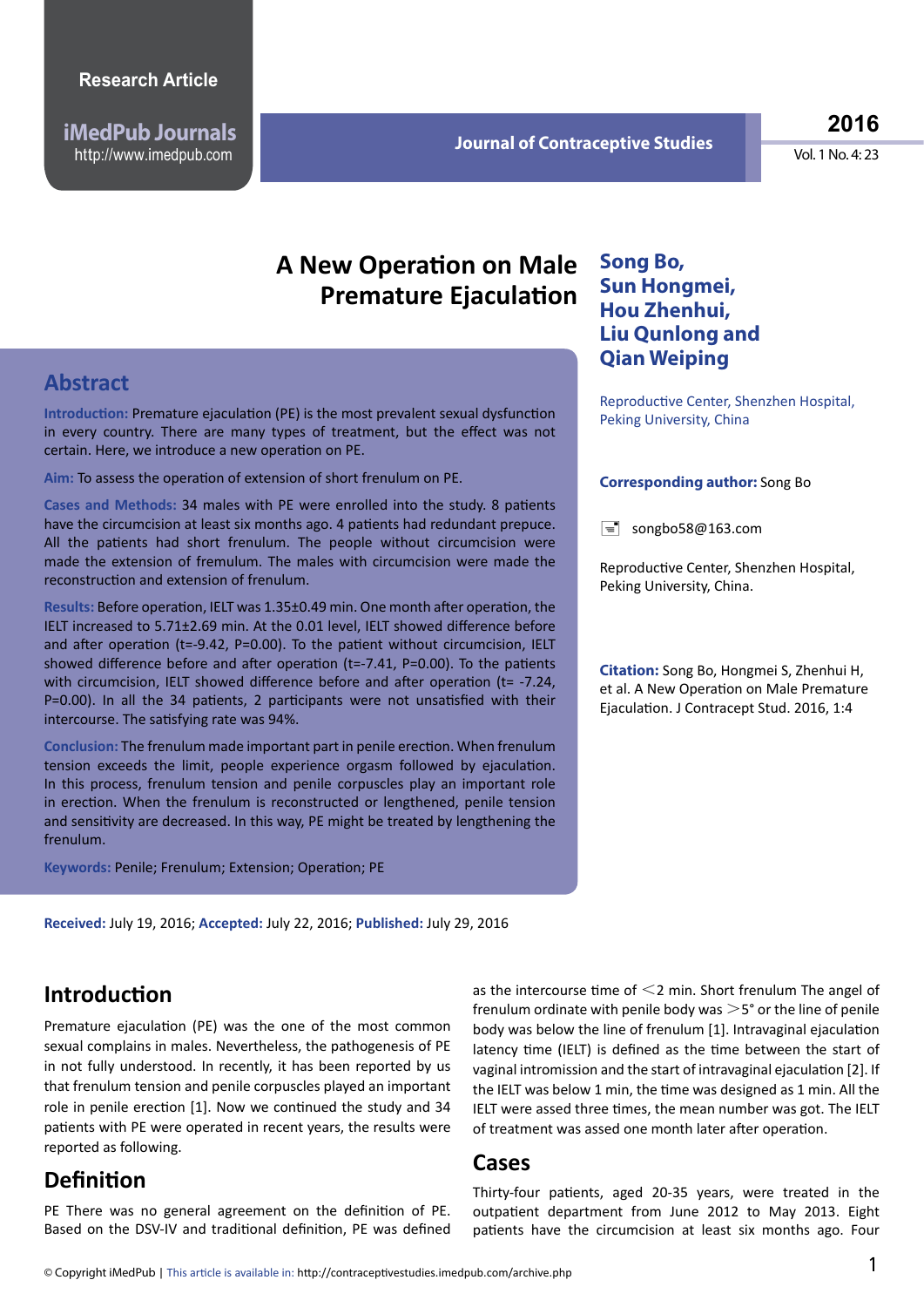Research Article

# A New Operation on Male Premature Ejaculation

**Song Bo, Sun Hongmei, Hou Zhenhui, Liu Qunlong and Qian Weiping**

Reproductive Center, Shenzhen Hospital, Peking University, China

**Corresponding author:** Song Bo

songbo58@163.com

Reproductive Center, Shenzhen Hospital, Peking University, China.

**Citation:** Song Bo, Hongmei S, Zhenhui H, et al. A New Operation on Male Premature Ejaculation. J Contracept Stud. 2016, 1:4

## Abstract

**Introduction:** Premature ejaculation (PE) is the most prevalent sexual dysfunction in every country. There are many types of treatment, but the effect was not certain. Here, we introduce a new operation on PE.

**Aim:** To assess the operation of extension of short frenulum on PE.

**Cases and Methods:** 34 males with PE were enrolled into the study. 8 patients have the circumcision at least six months ago. 4 patients had redundant prepuce. All the patients had short frenulum. The people without circumcision were made the extension of fremulum. The males with circumcision were made the reconstruction and extension of frenulum.

**Results:** Before operation, IELT was 1.35±0.49 min. One month after operation, the IELT increased to 5.71±2.69 min. At the 0.01 level, IELT showed difference before and after operation (t=-9.42, P=0.00). To the patient without circumcision, IELT showed difference before and after operation (t=-7.41, P=0.00). To the patients with circumcision, IELT showed difference before and after operation (t= -7.24, P=0.00). In all the 34 patients, 2 participants were not unsatisfied with their intercourse. The satisfying rate was 94%.

**Conclusion:** The frenulum made important part in penile erection. When frenulum tension exceeds the limit, people experience orgasm followed by ejaculation. In this process, frenulum tension and penile corpuscles play an important role in erection. When the frenulum is reconstructed or lengthened, penile tension and sensitivity are decreased. In this way, PE might be treated by lengthening the frenulum.

**Keywords:** Penile; Frenulum; Extension; Operation; PE

**Received:** July 19, 2016; **Accepted:** July 22, 2016; **Published:** July 29, 2016

## Introduction

Premature ejaculation (PE) was the one of the most common sexual complains in males. Nevertheless, the pathogenesis of PE in not fully understood. In recently, it has been reported by us that frenulum tension and penile corpuscles played an important role in penile erection [1]. Now we continued the study and 34 patients with PE were operated in recent years, the results were reported as following.

## Definition

PE There was no general agreement on the definition of PE. Based on the DSV-IV and traditional definition, PE was defined as the intercourse time of <2 min. Short frenulum The angel of frenulum ordinate with penile body was >5° or the line of penile body was below the line of frenulum [1]. Intravaginal ejaculation latency time (IELT) is defined as the time between the start of vaginal intromission and the start of intravaginal ejaculation [2]. If the IELT was below 1 min, the time was designed as 1 min. All the IELT were assed three times, the mean number was got. The IELT of treatment was assed one month later after operation.

## Cases

Thirty-four patients, aged 20-35 years, were treated in the outpatient department from June 2012 to May 2013. Eight patients have the circumcision at least six months ago. Four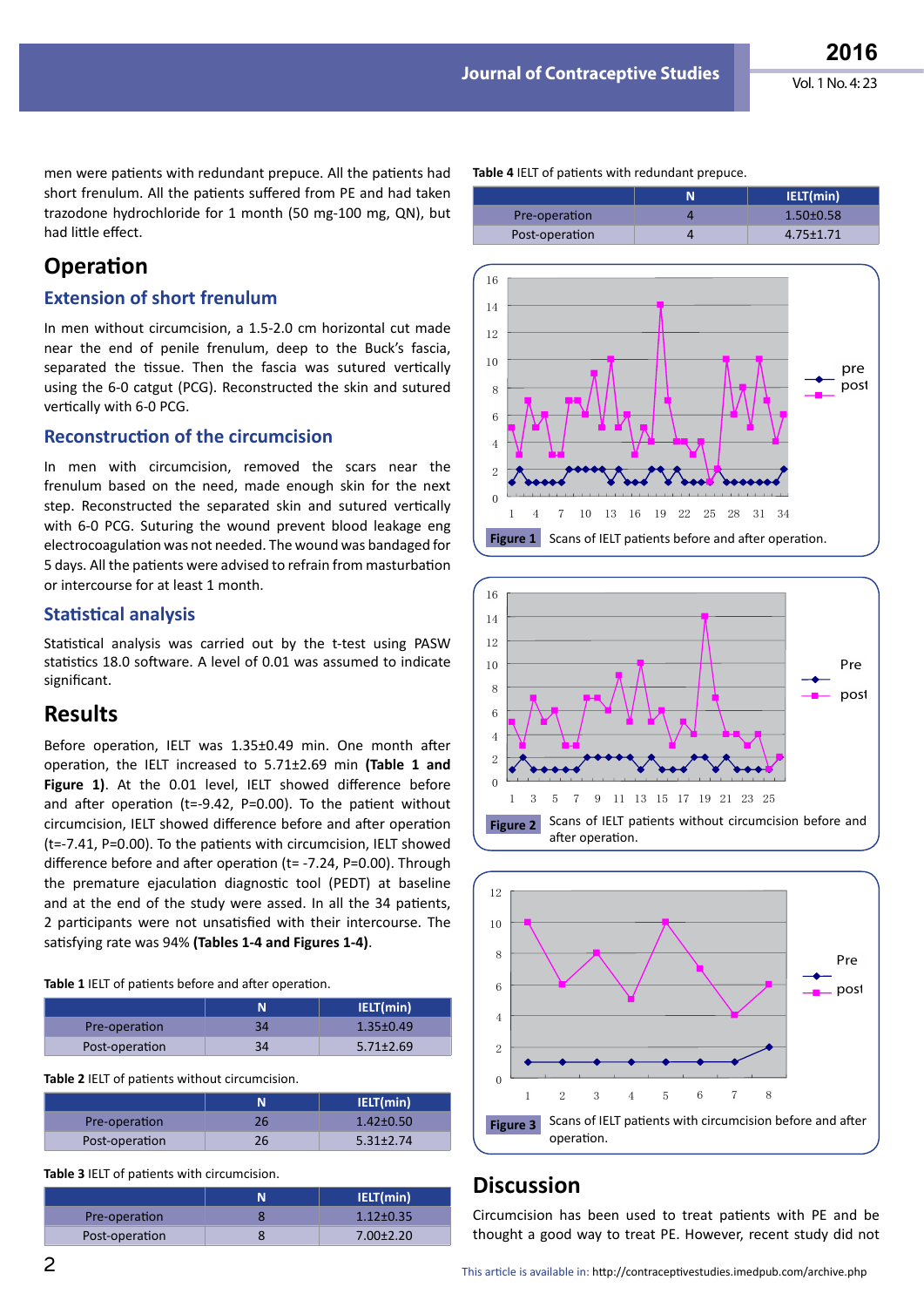men were patients with redundant prepuce. All the patients had short frenulum. All the patients suffered from PE and had taken trazodone hydrochloride for 1 month (50 mg-100 mg, QN), but had little effect.

## Operation

### Extension of short frenulum

In men without circumcision, a 1.5-2.0 cm horizontal cut made near the end of penile frenulum, deep to the Buck's fascia, separated the tissue. Then the fascia was sutured vertically using the 6-0 catgut (PCG). Reconstructed the skin and sutured vertically with 6-0 PCG.

### Reconstruction of the circumcision

In men with circumcision, removed the scars near the frenulum based on the need, made enough skin for the next step. Reconstructed the separated skin and sutured vertically with 6-0 PCG. Suturing the wound prevent blood leakage eng electrocoagulation was not needed. The wound was bandaged for 5 days. All the patients were advised to refrain from masturbation or intercourse for at least 1 month.

### Statistical analysis

Statistical analysis was carried out by the t-test using PASW statistics 18.0 software. A level of 0.01 was assumed to indicate significant.

## Results

Before operation, IELT was 1.35±0.49 min. One month after operation, the IELT increased to 5.71±2.69 min **(Table 1 and Figure 1)**. At the 0.01 level, IELT showed difference before and after operation (t=-9.42, P=0.00). To the patient without circumcision, IELT showed difference before and after operation (t=-7.41, P=0.00). To the patients with circumcision, IELT showed difference before and after operation (t= -7.24, P=0.00). Through the premature ejaculation diagnostic tool (PEDT) at baseline and at the end of the study were assed. In all the 34 patients, 2 participants were not unsatisfied with their intercourse. The satisfying rate was 94% **(Tables 1-4 and Figures 1-4)**.

**Table 1** IELT of patients before and after operation.

| | N | IELT(min) |
|---|---|---|
| Pre-operation | 34 | 1.35±0.49 |
| Post-operation | 34 | 5.71±2.69 |

**Table 2** IELT of patients without circumcision.

| | N | IELT(min) |
|---|---|---|
| Pre-operation | 26 | 1.42±0.50 |
| Post-operation | 26 | 5.31±2.74 |

**Table 3** IELT of patients with circumcision.

| | N | IELT(min) |
|---|---|---|
| Pre-operation | 8 | 1.12±0.35 |
| Post-operation | 8 | 7.00±2.20 |

**Table 4** IELT of patients with redundant prepuce.

| | N | IELT(min) |
|---|---|---|
| Pre-operation | 4 | 1.50±0.58 |
| Post-operation | 4 | 4.75±1.71 |

**Figure 1** Scans of IELT patients before and after operation.

**Figure 2** Scans of IELT patients without circumcision before and after operation.

**Figure 3** Scans of IELT patients with circumcision before and after operation.

## Discussion

Circumcision has been used to treat patients with PE and be thought a good way to treat PE. However, recent study did not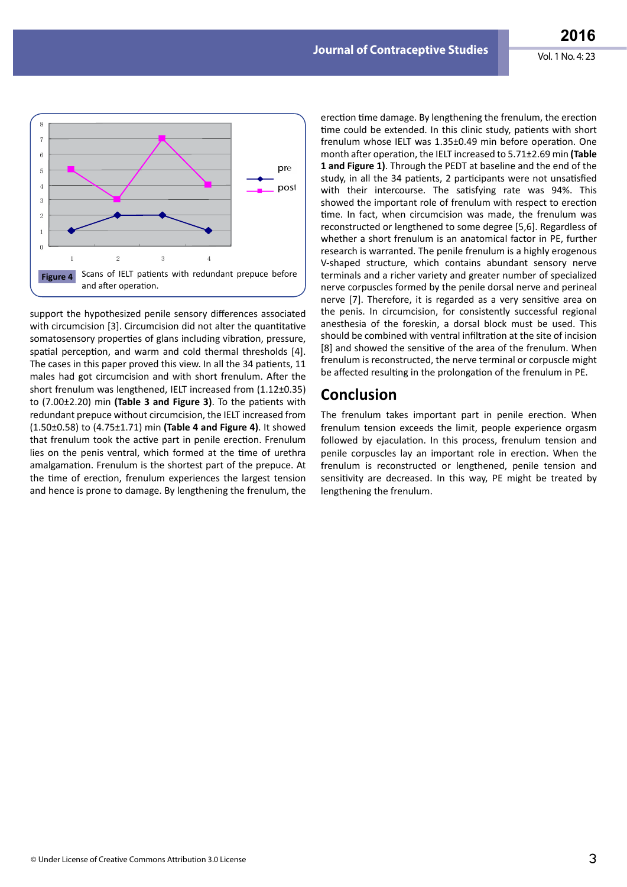Figure 4 Scans of IELT patients with redundant prepuce before and after operation.

support the hypothesized penile sensory differences associated with circumcision [3]. Circumcision did not alter the quantitative somatosensory properties of glans including vibration, pressure, spatial perception, and warm and cold thermal thresholds [4]. The cases in this paper proved this view. In all the 34 patients, 11 males had got circumcision and with short frenulum. After the short frenulum was lengthened, IELT increased from (1.12±0.35) to (7.00±2.20) min **(Table 3 and Figure 3)**. To the patients with redundant prepuce without circumcision, the IELT increased from (1.50±0.58) to (4.75±1.71) min **(Table 4 and Figure 4)**. It showed that frenulum took the active part in penile erection. Frenulum lies on the penis ventral, which formed at the time of urethra amalgamation. Frenulum is the shortest part of the prepuce. At the time of erection, frenulum experiences the largest tension and hence is prone to damage. By lengthening the frenulum, the erection time damage. By lengthening the frenulum, the erection time could be extended. In this clinic study, patients with short frenulum whose IELT was 1.35±0.49 min before operation. One month after operation, the IELT increased to 5.71±2.69 min **(Table 1 and Figure 1)**. Through the PEDT at baseline and the end of the study, in all the 34 patients, 2 participants were not unsatisfied with their intercourse. The satisfying rate was 94%. This showed the important role of frenulum with respect to erection time. In fact, when circumcision was made, the frenulum was reconstructed or lengthened to some degree [5,6]. Regardless of whether a short frenulum is an anatomical factor in PE, further research is warranted. The penile frenulum is a highly erogenous V-shaped structure, which contains abundant sensory nerve terminals and a richer variety and greater number of specialized nerve corpuscles formed by the penile dorsal nerve and perineal nerve [7]. Therefore, it is regarded as a very sensitive area on the penis. In circumcision, for consistently successful regional anesthesia of the foreskin, a dorsal block must be used. This should be combined with ventral infiltration at the site of incision [8] and showed the sensitive of the area of the frenulum. When frenulum is reconstructed, the nerve terminal or corpuscle might be affected resulting in the prolongation of the frenulum in PE.

## Conclusion

The frenulum takes important part in penile erection. When frenulum tension exceeds the limit, people experience orgasm followed by ejaculation. In this process, frenulum tension and penile corpuscles lay an important role in erection. When the frenulum is reconstructed or lengthened, penile tension and sensitivity are decreased. In this way, PE might be treated by lengthening the frenulum.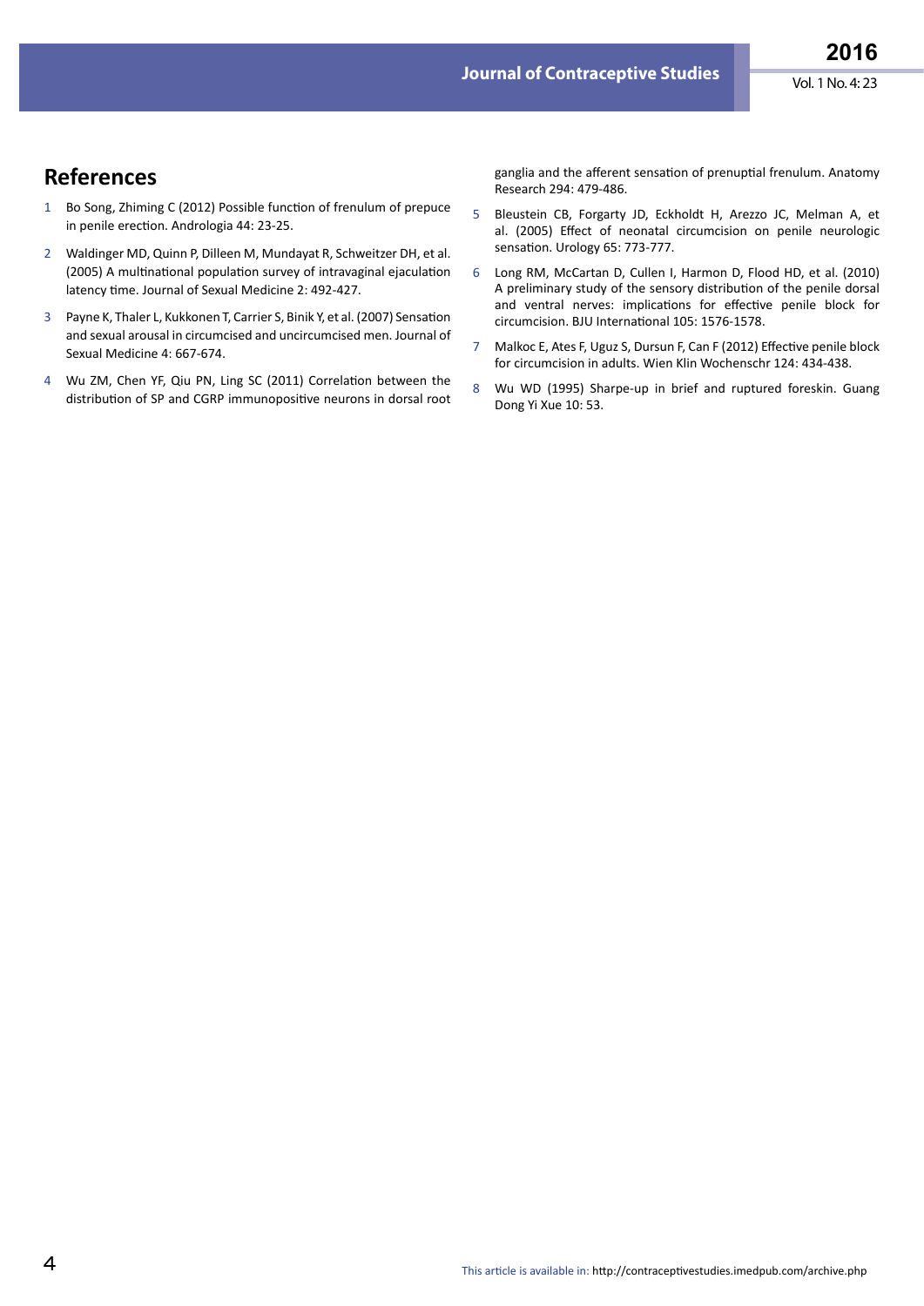## References

1. Bo Song, Zhiming C (2012) Possible function of frenulum of prepuce in penile erection. Andrologia 44: 23-25.
2. Waldinger MD, Quinn P, Dilleen M, Mundayat R, Schweitzer DH, et al. (2005) A multinational population survey of intravaginal ejaculation latency time. Journal of Sexual Medicine 2: 492-427.
3. Payne K, Thaler L, Kukkonen T, Carrier S, Binik Y, et al. (2007) Sensation and sexual arousal in circumcised and uncircumcised men. Journal of Sexual Medicine 4: 667-674.
4. Wu ZM, Chen YF, Qiu PN, Ling SC (2011) Correlation between the distribution of SP and CGRP immunopositive neurons in dorsal root ganglia and the afferent sensation of prenuptial frenulum. Anatomy Research 294: 479-486.
5. Bleustein CB, Forgarty JD, Eckholdt H, Arezzo JC, Melman A, et al. (2005) Effect of neonatal circumcision on penile neurologic sensation. Urology 65: 773-777.
6. Long RM, McCartan D, Cullen I, Harmon D, Flood HD, et al. (2010) A preliminary study of the sensory distribution of the penile dorsal and ventral nerves: implications for effective penile block for circumcision. BJU International 105: 1576-1578.
7. Malkoc E, Ates F, Uguz S, Dursun F, Can F (2012) Effective penile block for circumcision in adults. Wien Klin Wochenschr 124: 434-438.
8. Wu WD (1995) Sharpe-up in brief and ruptured foreskin. Guang Dong Yi Xue 10: 53.